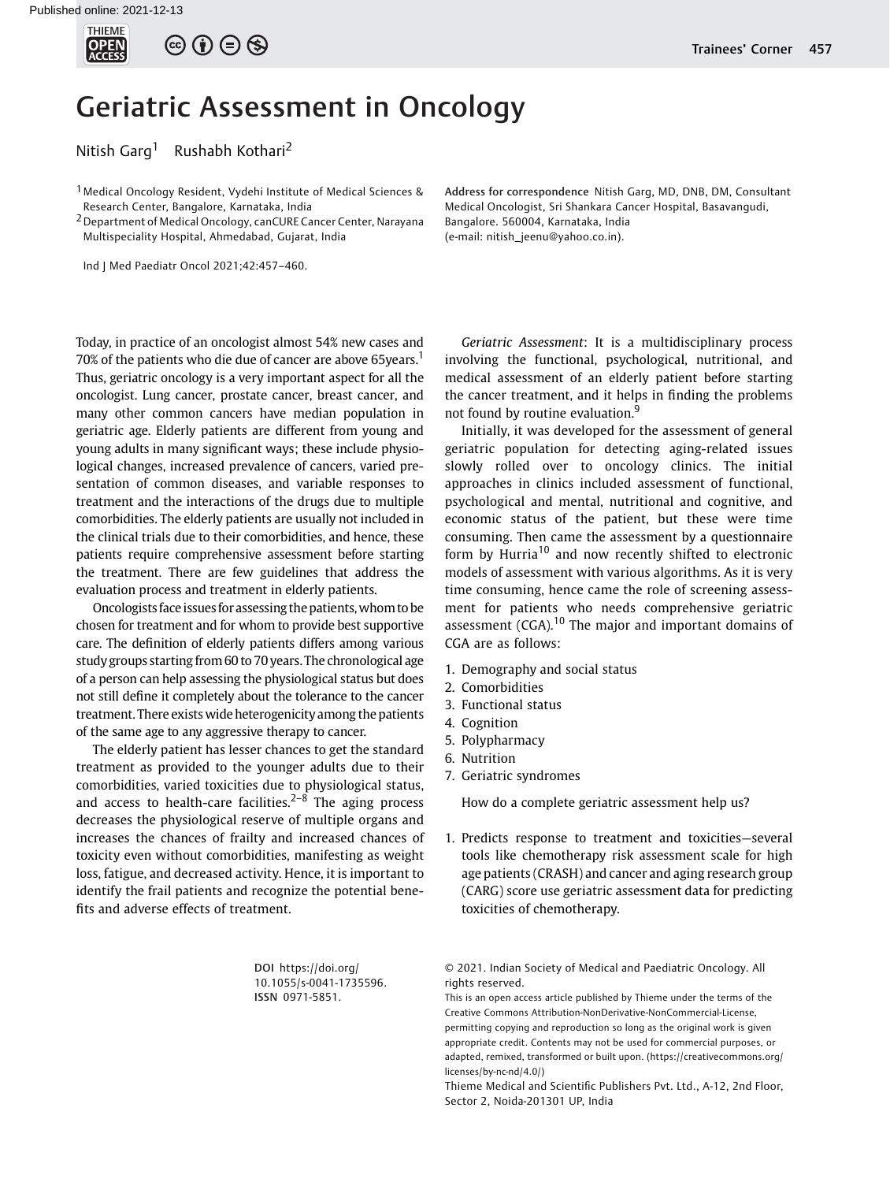# Geriatric Assessment in Oncology

Nitish Garg[1] Rushabh Kothari[2]

[1] Medical Oncology Resident, Vydehi Institute of Medical Sciences & Research Center, Bangalore, Karnataka, India

[2] Department of Medical Oncology, canCURE Cancer Center, Narayana Multispeciality Hospital, Ahmedabad, Gujarat, India

Ind J Med Paediatr Oncol 2021;42:457–460.

Address for correspondence Nitish Garg, MD, DNB, DM, Consultant Medical Oncologist, Sri Shankara Cancer Hospital, Basavangudi, Bangalore. 560004, Karnataka, India (e-mail: nitish_jeenu@yahoo.co.in).

Today, in practice of an oncologist almost 54% new cases and 70% of the patients who die due of cancer are above 65years.[1] Thus, geriatric oncology is a very important aspect for all the oncologist. Lung cancer, prostate cancer, breast cancer, and many other common cancers have median population in geriatric age. Elderly patients are different from young and young adults in many significant ways; these include physiological changes, increased prevalence of cancers, varied presentation of common diseases, and variable responses to treatment and the interactions of the drugs due to multiple comorbidities. The elderly patients are usually not included in the clinical trials due to their comorbidities, and hence, these patients require comprehensive assessment before starting the treatment. There are few guidelines that address the evaluation process and treatment in elderly patients.

Oncologists face issues for assessing the patients, whom to be chosen for treatment and for whom to provide best supportive care. The definition of elderly patients differs among various study groups starting from 60 to 70 years. The chronological age of a person can help assessing the physiological status but does not still define it completely about the tolerance to the cancer treatment. There exists wide heterogenicity among the patients of the same age to any aggressive therapy to cancer.

The elderly patient has lesser chances to get the standard treatment as provided to the younger adults due to their comorbidities, varied toxicities due to physiological status, and access to health-care facilities.[2–8] The aging process decreases the physiological reserve of multiple organs and increases the chances of frailty and increased chances of toxicity even without comorbidities, manifesting as weight loss, fatigue, and decreased activity. Hence, it is important to identify the frail patients and recognize the potential benefits and adverse effects of treatment.

*Geriatric Assessment*: It is a multidisciplinary process involving the functional, psychological, nutritional, and medical assessment of an elderly patient before starting the cancer treatment, and it helps in finding the problems not found by routine evaluation.[9]

Initially, it was developed for the assessment of general geriatric population for detecting aging-related issues slowly rolled over to oncology clinics. The initial approaches in clinics included assessment of functional, psychological and mental, nutritional and cognitive, and economic status of the patient, but these were time consuming. Then came the assessment by a questionnaire form by Hurria[10] and now recently shifted to electronic models of assessment with various algorithms. As it is very time consuming, hence came the role of screening assessment for patients who needs comprehensive geriatric assessment (CGA).[10] The major and important domains of CGA are as follows:

1. Demography and social status
2. Comorbidities
3. Functional status
4. Cognition
5. Polypharmacy
6. Nutrition
7. Geriatric syndromes

How do a complete geriatric assessment help us?

1. Predicts response to treatment and toxicities—several tools like chemotherapy risk assessment scale for high age patients (CRASH) and cancer and aging research group (CARG) score use geriatric assessment data for predicting toxicities of chemotherapy.

DOI https://doi.org/10.1055/s-0041-1735596.
ISSN 0971-5851.

© 2021. Indian Society of Medical and Paediatric Oncology. All rights reserved.

This is an open access article published by Thieme under the terms of the Creative Commons Attribution-NonDerivative-NonCommercial-License, permitting copying and reproduction so long as the original work is given appropriate credit. Contents may not be used for commercial purposes, or adapted, remixed, transformed or built upon. (https://creativecommons.org/licenses/by-nc-nd/4.0/)

Thieme Medical and Scientific Publishers Pvt. Ltd., A-12, 2nd Floor, Sector 2, Noida-201301 UP, India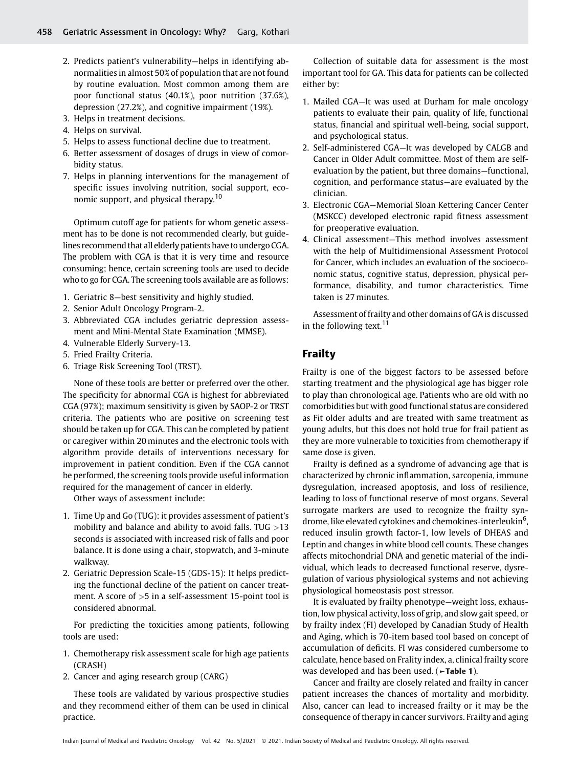2. Predicts patient's vulnerability—helps in identifying abnormalities in almost 50% of population that are not found by routine evaluation. Most common among them are poor functional status (40.1%), poor nutrition (37.6%), depression (27.2%), and cognitive impairment (19%).
3. Helps in treatment decisions.
4. Helps on survival.
5. Helps to assess functional decline due to treatment.
6. Better assessment of dosages of drugs in view of comorbidity status.
7. Helps in planning interventions for the management of specific issues involving nutrition, social support, economic support, and physical therapy.[10]

Optimum cutoff age for patients for whom genetic assessment has to be done is not recommended clearly, but guidelines recommend that all elderly patients have to undergo CGA. The problem with CGA is that it is very time and resource consuming; hence, certain screening tools are used to decide who to go for CGA. The screening tools available are as follows:

1. Geriatric 8—best sensitivity and highly studied.
2. Senior Adult Oncology Program-2.
3. Abbreviated CGA includes geriatric depression assessment and Mini-Mental State Examination (MMSE).
4. Vulnerable Elderly Survery-13.
5. Fried Frailty Criteria.
6. Triage Risk Screening Tool (TRST).

None of these tools are better or preferred over the other. The specificity for abnormal CGA is highest for abbreviated CGA (97%); maximum sensitivity is given by SAOP-2 or TRST criteria. The patients who are positive on screening test should be taken up for CGA. This can be completed by patient or caregiver within 20 minutes and the electronic tools with algorithm provide details of interventions necessary for improvement in patient condition. Even if the CGA cannot be performed, the screening tools provide useful information required for the management of cancer in elderly.

Other ways of assessment include:

1. Time Up and Go (TUG): it provides assessment of patient's mobility and balance and ability to avoid falls. TUG >13 seconds is associated with increased risk of falls and poor balance. It is done using a chair, stopwatch, and 3-minute walkway.
2. Geriatric Depression Scale-15 (GDS-15): It helps predicting the functional decline of the patient on cancer treatment. A score of >5 in a self-assessment 15-point tool is considered abnormal.

For predicting the toxicities among patients, following tools are used:

1. Chemotherapy risk assessment scale for high age patients (CRASH)
2. Cancer and aging research group (CARG)

These tools are validated by various prospective studies and they recommend either of them can be used in clinical practice.

Collection of suitable data for assessment is the most important tool for GA. This data for patients can be collected either by:

1. Mailed CGA—It was used at Durham for male oncology patients to evaluate their pain, quality of life, functional status, financial and spiritual well-being, social support, and psychological status.
2. Self-administered CGA—It was developed by CALGB and Cancer in Older Adult committee. Most of them are self-evaluation by the patient, but three domains—functional, cognition, and performance status—are evaluated by the clinician.
3. Electronic CGA—Memorial Sloan Kettering Cancer Center (MSKCC) developed electronic rapid fitness assessment for preoperative evaluation.
4. Clinical assessment—This method involves assessment with the help of Multidimensional Assessment Protocol for Cancer, which includes an evaluation of the socioeconomic status, cognitive status, depression, physical performance, disability, and tumor characteristics. Time taken is 27 minutes.

Assessment of frailty and other domains of GA is discussed in the following text.[11]

## Frailty

Frailty is one of the biggest factors to be assessed before starting treatment and the physiological age has bigger role to play than chronological age. Patients who are old with no comorbidities but with good functional status are considered as Fit older adults and are treated with same treatment as young adults, but this does not hold true for frail patient as they are more vulnerable to toxicities from chemotherapy if same dose is given.

Frailty is defined as a syndrome of advancing age that is characterized by chronic inflammation, sarcopenia, immune dysregulation, increased apoptosis, and loss of resilience, leading to loss of functional reserve of most organs. Several surrogate markers are used to recognize the frailty syndrome, like elevated cytokines and chemokines-interleukin[6], reduced insulin growth factor-1, low levels of DHEAS and Leptin and changes in white blood cell counts. These changes affects mitochondrial DNA and genetic material of the individual, which leads to decreased functional reserve, dysregulation of various physiological systems and not achieving physiological homeostasis post stressor.

It is evaluated by frailty phenotype—weight loss, exhaustion, low physical activity, loss of grip, and slow gait speed, or by frailty index (FI) developed by Canadian Study of Health and Aging, which is 70-item based tool based on concept of accumulation of deficits. FI was considered cumbersome to calculate, hence based on Frality index, a, clinical frailty score was developed and has been used. (►Table 1).

Cancer and frailty are closely related and frailty in cancer patient increases the chances of mortality and morbidity. Also, cancer can lead to increased frailty or it may be the consequence of therapy in cancer survivors. Frailty and aging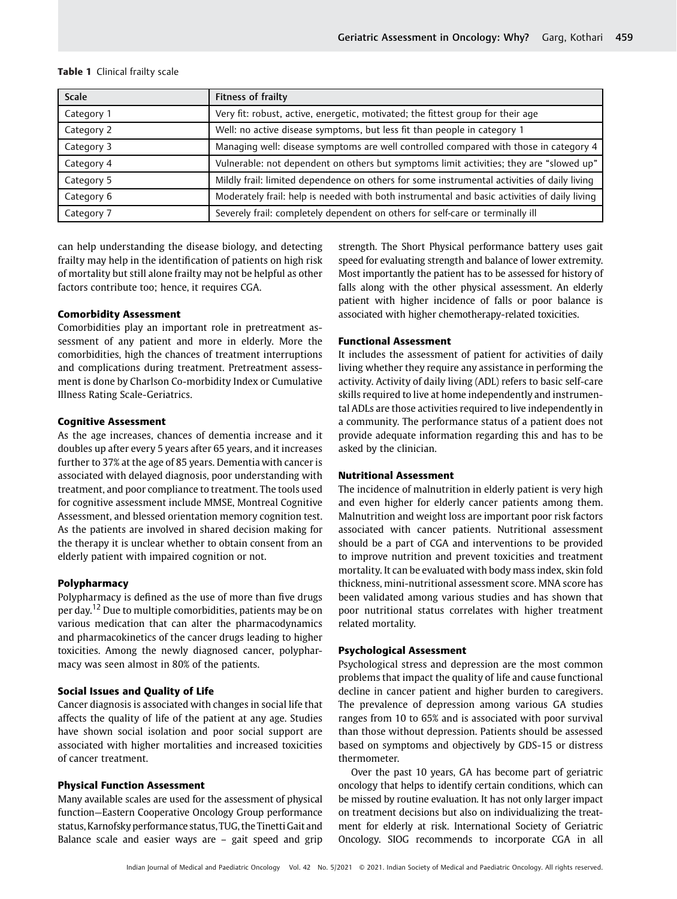**Table 1** Clinical frailty scale

| Scale | Fitness of frailty |
|---|---|
| Category 1 | Very fit: robust, active, energetic, motivated; the fittest group for their age |
| Category 2 | Well: no active disease symptoms, but less fit than people in category 1 |
| Category 3 | Managing well: disease symptoms are well controlled compared with those in category 4 |
| Category 4 | Vulnerable: not dependent on others but symptoms limit activities; they are "slowed up" |
| Category 5 | Mildly frail: limited dependence on others for some instrumental activities of daily living |
| Category 6 | Moderately frail: help is needed with both instrumental and basic activities of daily living |
| Category 7 | Severely frail: completely dependent on others for self-care or terminally ill |

can help understanding the disease biology, and detecting frailty may help in the identification of patients on high risk of mortality but still alone frailty may not be helpful as other factors contribute too; hence, it requires CGA.

### Comorbidity Assessment

Comorbidities play an important role in pretreatment assessment of any patient and more in elderly. More the comorbidities, high the chances of treatment interruptions and complications during treatment. Pretreatment assessment is done by Charlson Co-morbidity Index or Cumulative Illness Rating Scale-Geriatrics.

### Cognitive Assessment

As the age increases, chances of dementia increase and it doubles up after every 5 years after 65 years, and it increases further to 37% at the age of 85 years. Dementia with cancer is associated with delayed diagnosis, poor understanding with treatment, and poor compliance to treatment. The tools used for cognitive assessment include MMSE, Montreal Cognitive Assessment, and blessed orientation memory cognition test. As the patients are involved in shared decision making for the therapy it is unclear whether to obtain consent from an elderly patient with impaired cognition or not.

### Polypharmacy

Polypharmacy is defined as the use of more than five drugs per day.[12] Due to multiple comorbidities, patients may be on various medication that can alter the pharmacodynamics and pharmacokinetics of the cancer drugs leading to higher toxicities. Among the newly diagnosed cancer, polypharmacy was seen almost in 80% of the patients.

### Social Issues and Quality of Life

Cancer diagnosis is associated with changes in social life that affects the quality of life of the patient at any age. Studies have shown social isolation and poor social support are associated with higher mortalities and increased toxicities of cancer treatment.

### Physical Function Assessment

Many available scales are used for the assessment of physical function—Eastern Cooperative Oncology Group performance status, Karnofsky performance status, TUG, the Tinetti Gait and Balance scale and easier ways are – gait speed and grip strength. The Short Physical performance battery uses gait speed for evaluating strength and balance of lower extremity. Most importantly the patient has to be assessed for history of falls along with the other physical assessment. An elderly patient with higher incidence of falls or poor balance is associated with higher chemotherapy-related toxicities.

### Functional Assessment

It includes the assessment of patient for activities of daily living whether they require any assistance in performing the activity. Activity of daily living (ADL) refers to basic self-care skills required to live at home independently and instrumental ADLs are those activities required to live independently in a community. The performance status of a patient does not provide adequate information regarding this and has to be asked by the clinician.

### Nutritional Assessment

The incidence of malnutrition in elderly patient is very high and even higher for elderly cancer patients among them. Malnutrition and weight loss are important poor risk factors associated with cancer patients. Nutritional assessment should be a part of CGA and interventions to be provided to improve nutrition and prevent toxicities and treatment mortality. It can be evaluated with body mass index, skin fold thickness, mini-nutritional assessment score. MNA score has been validated among various studies and has shown that poor nutritional status correlates with higher treatment related mortality.

### Psychological Assessment

Psychological stress and depression are the most common problems that impact the quality of life and cause functional decline in cancer patient and higher burden to caregivers. The prevalence of depression among various GA studies ranges from 10 to 65% and is associated with poor survival than those without depression. Patients should be assessed based on symptoms and objectively by GDS-15 or distress thermometer.

Over the past 10 years, GA has become part of geriatric oncology that helps to identify certain conditions, which can be missed by routine evaluation. It has not only larger impact on treatment decisions but also on individualizing the treatment for elderly at risk. International Society of Geriatric Oncology. SIOG recommends to incorporate CGA in all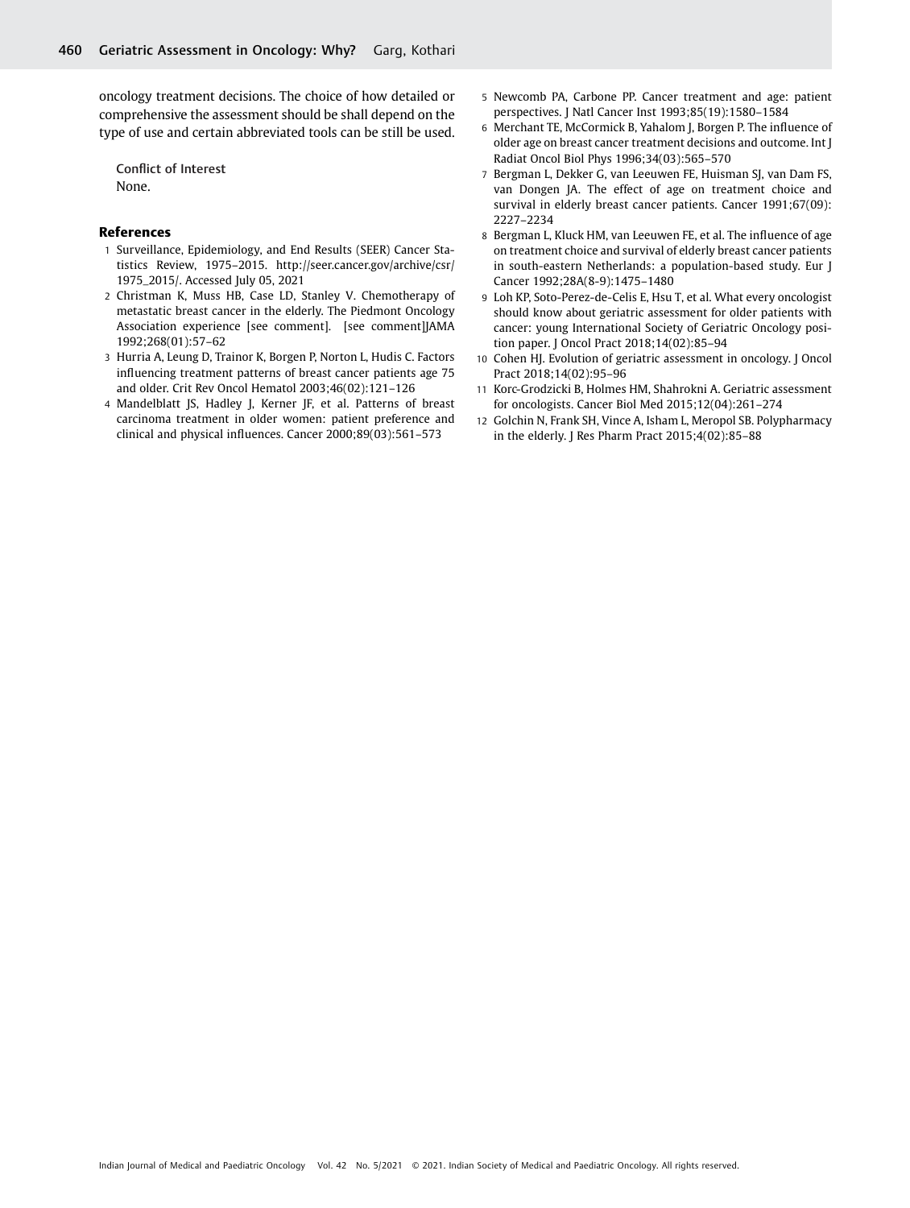oncology treatment decisions. The choice of how detailed or comprehensive the assessment should be shall depend on the type of use and certain abbreviated tools can be still be used.

Conflict of Interest
None.

## References

1. Surveillance, Epidemiology, and End Results (SEER) Cancer Statistics Review, 1975–2015. http://seer.cancer.gov/archive/csr/1975_2015/. Accessed July 05, 2021
2. Christman K, Muss HB, Case LD, Stanley V. Chemotherapy of metastatic breast cancer in the elderly. The Piedmont Oncology Association experience [see comment]. [see comment]JAMA 1992;268(01):57–62
3. Hurria A, Leung D, Trainor K, Borgen P, Norton L, Hudis C. Factors influencing treatment patterns of breast cancer patients age 75 and older. Crit Rev Oncol Hematol 2003;46(02):121–126
4. Mandelblatt JS, Hadley J, Kerner JF, et al. Patterns of breast carcinoma treatment in older women: patient preference and clinical and physical influences. Cancer 2000;89(03):561–573
5. Newcomb PA, Carbone PP. Cancer treatment and age: patient perspectives. J Natl Cancer Inst 1993;85(19):1580–1584
6. Merchant TE, McCormick B, Yahalom J, Borgen P. The influence of older age on breast cancer treatment decisions and outcome. Int J Radiat Oncol Biol Phys 1996;34(03):565–570
7. Bergman L, Dekker G, van Leeuwen FE, Huisman SJ, van Dam FS, van Dongen JA. The effect of age on treatment choice and survival in elderly breast cancer patients. Cancer 1991;67(09):2227–2234
8. Bergman L, Kluck HM, van Leeuwen FE, et al. The influence of age on treatment choice and survival of elderly breast cancer patients in south-eastern Netherlands: a population-based study. Eur J Cancer 1992;28A(8-9):1475–1480
9. Loh KP, Soto-Perez-de-Celis E, Hsu T, et al. What every oncologist should know about geriatric assessment for older patients with cancer: young International Society of Geriatric Oncology position paper. J Oncol Pract 2018;14(02):85–94
10. Cohen HJ. Evolution of geriatric assessment in oncology. J Oncol Pract 2018;14(02):95–96
11. Korc-Grodzicki B, Holmes HM, Shahrokni A. Geriatric assessment for oncologists. Cancer Biol Med 2015;12(04):261–274
12. Golchin N, Frank SH, Vince A, Isham L, Meropol SB. Polypharmacy in the elderly. J Res Pharm Pract 2015;4(02):85–88